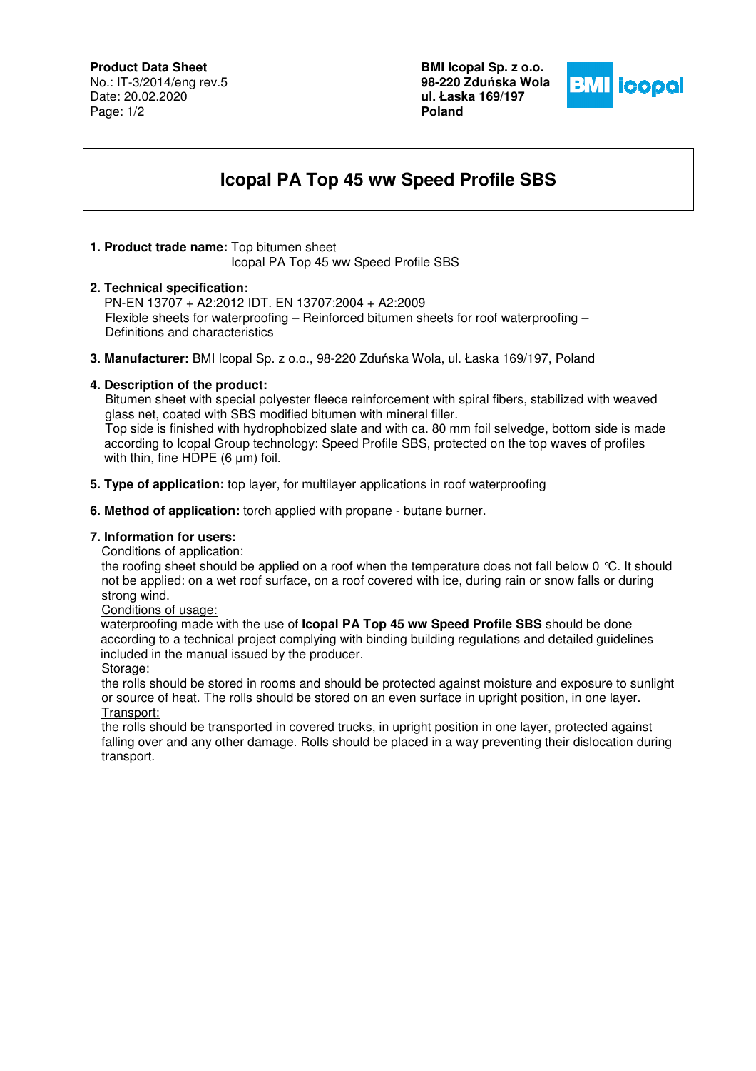**Product Data Sheet**
No.: IT-3/2014/eng rev.5
Date: 20.02.2020

**BMI Icopal Sp. z o.o.**
**98-220 Zduńska Wola**
**ul. Łaska 169/197**
**Poland**

# Icopal PA Top 45 ww Speed Profile SBS

1. **Product trade name:** Top bitumen sheet
   Icopal PA Top 45 ww Speed Profile SBS

2. **Technical specification:**
   PN-EN 13707 + A2:2012 IDT. EN 13707:2004 + A2:2009
   Flexible sheets for waterproofing – Reinforced bitumen sheets for roof waterproofing – Definitions and characteristics

3. **Manufacturer:** BMI Icopal Sp. z o.o., 98-220 Zduńska Wola, ul. Łaska 169/197, Poland

4. **Description of the product:**
   Bitumen sheet with special polyester fleece reinforcement with spiral fibers, stabilized with weaved glass net, coated with SBS modified bitumen with mineral filler.
   Top side is finished with hydrophobized slate and with ca. 80 mm foil selvedge, bottom side is made according to Icopal Group technology: Speed Profile SBS, protected on the top waves of profiles with thin, fine HDPE (6 μm) foil.

5. **Type of application:** top layer, for multilayer applications in roof waterproofing

6. **Method of application:** torch applied with propane - butane burner.

7. **Information for users:**
   Conditions of application:
   the roofing sheet should be applied on a roof when the temperature does not fall below 0 °C. It should not be applied: on a wet roof surface, on a roof covered with ice, during rain or snow falls or during strong wind.
   Conditions of usage:
   waterproofing made with the use of **Icopal PA Top 45 ww Speed Profile SBS** should be done according to a technical project complying with binding building regulations and detailed guidelines included in the manual issued by the producer.
   Storage:
   the rolls should be stored in rooms and should be protected against moisture and exposure to sunlight or source of heat. The rolls should be stored on an even surface in upright position, in one layer.
   Transport:
   the rolls should be transported in covered trucks, in upright position in one layer, protected against falling over and any other damage. Rolls should be placed in a way preventing their dislocation during transport.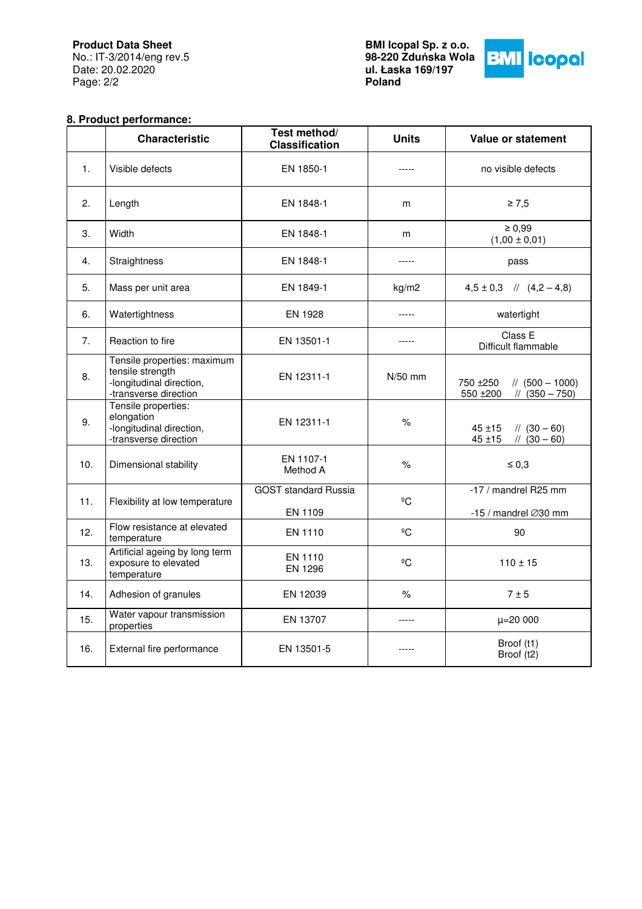**Product Data Sheet**
No.: IT-3/2014/eng rev.5
Date: 20.02.2020

**BMI Icopal Sp. z o.o.**
**98-220 Zduńska Wola**
**ul. Łaska 169/197**
**Poland**

## 8. Product performance:

| | Characteristic | Test method/ Classification | Units | Value or statement |
|---|---|---|---|---|
| 1. | Visible defects | EN 1850-1 | ----- | no visible defects |
| 2. | Length | EN 1848-1 | m | ≥ 7,5 |
| 3. | Width | EN 1848-1 | m | ≥ 0,99 (1,00 ± 0,01) |
| 4. | Straightness | EN 1848-1 | ----- | pass |
| 5. | Mass per unit area | EN 1849-1 | kg/m2 | 4,5 ± 0,3 // (4,2 – 4,8) |
| 6. | Watertightness | EN 1928 | ----- | watertight |
| 7. | Reaction to fire | EN 13501-1 | ----- | Class E Difficult flammable |
| 8. | Tensile properties: maximum tensile strength -longitudinal direction, -transverse direction | EN 12311-1 | N/50 mm | 750 ±250 // (500 – 1000) 550 ±200 // (350 – 750) |
| 9. | Tensile properties: elongation -longitudinal direction, -transverse direction | EN 12311-1 | % | 45 ±15 // (30 – 60) 45 ±15 // (30 – 60) |
| 10. | Dimensional stability | EN 1107-1 Method A | % | ≤ 0,3 |
| 11. | Flexibility at low temperature | GOST standard Russia EN 1109 | ºC | -17 / mandrel R25 mm -15 / mandrel ∅30 mm |
| 12. | Flow resistance at elevated temperature | EN 1110 | ºC | 90 |
| 13. | Artificial ageing by long term exposure to elevated temperature | EN 1110 EN 1296 | ºC | 110 ± 15 |
| 14. | Adhesion of granules | EN 12039 | % | 7 ± 5 |
| 15. | Water vapour transmission properties | EN 13707 | ----- | μ=20 000 |
| 16. | External fire performance | EN 13501-5 | ----- | Broof (t1) Broof (t2) |